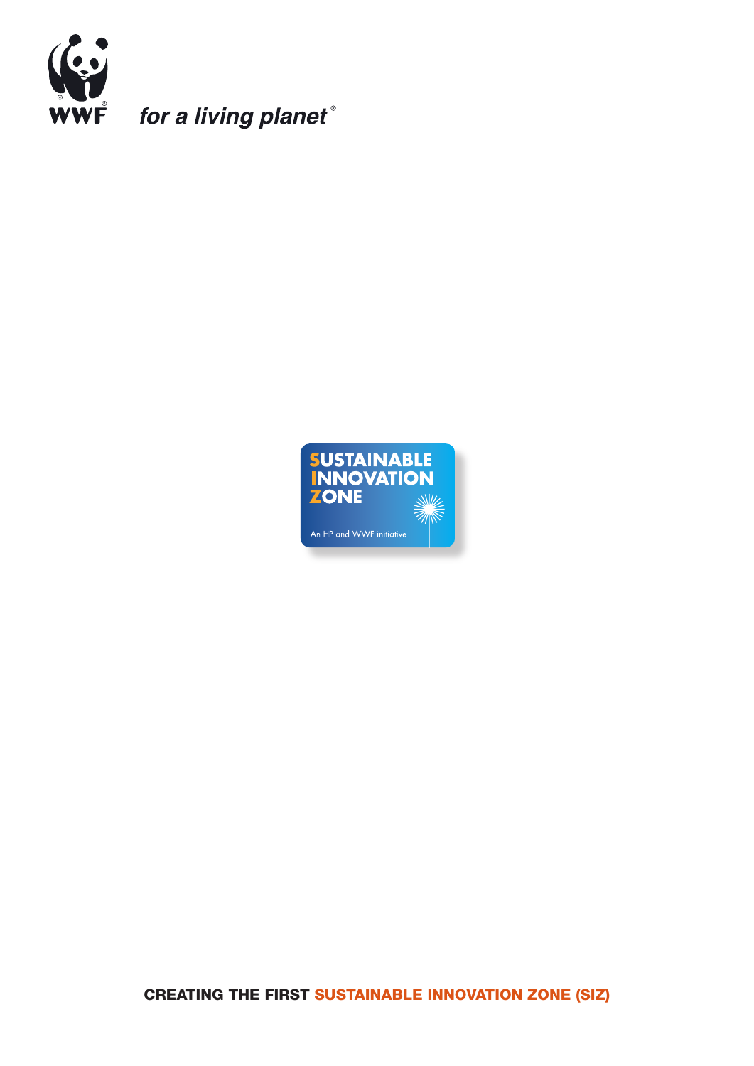WWF

*for a living planet*®

SUSTAINABLE
INNOVATION
ZONE

An HP and WWF initiative

# CREATING THE FIRST SUSTAINABLE INNOVATION ZONE (SIZ)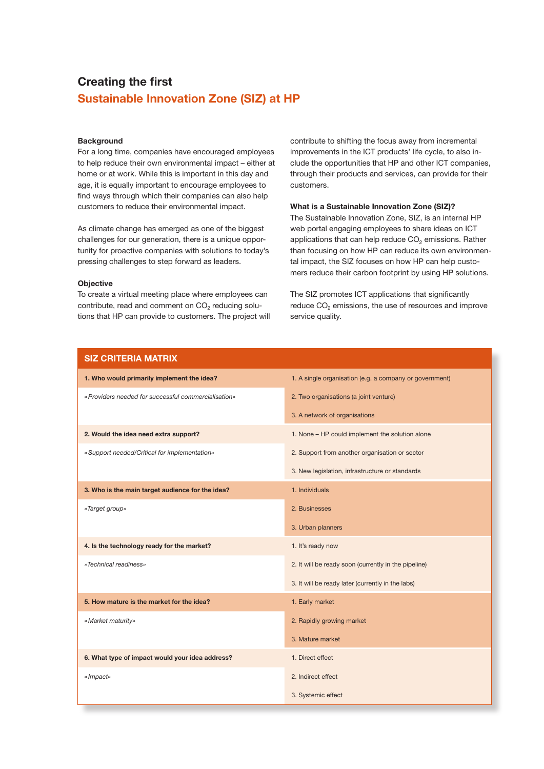# Creating the first
## Sustainable Innovation Zone (SIZ) at HP

### Background

For a long time, companies have encouraged employees to help reduce their own environmental impact – either at home or at work. While this is important in this day and age, it is equally important to encourage employees to find ways through which their companies can also help customers to reduce their environmental impact.

As climate change has emerged as one of the biggest challenges for our generation, there is a unique opportunity for proactive companies with solutions to today's pressing challenges to step forward as leaders.

### Objective

To create a virtual meeting place where employees can contribute, read and comment on $CO_2$ reducing solutions that HP can provide to customers. The project will contribute to shifting the focus away from incremental improvements in the ICT products' life cycle, to also include the opportunities that HP and other ICT companies, through their products and services, can provide for their customers.

### What is a Sustainable Innovation Zone (SIZ)?

The Sustainable Innovation Zone, SIZ, is an internal HP web portal engaging employees to share ideas on ICT applications that can help reduce $CO_2$ emissions. Rather than focusing on how HP can reduce its own environmental impact, the SIZ focuses on how HP can help customers reduce their carbon footprint by using HP solutions.

The SIZ promotes ICT applications that significantly reduce $CO_2$ emissions, the use of resources and improve service quality.

| SIZ CRITERIA MATRIX | |
|---|---|
| **1. Who would primarily implement the idea?** | 1. A single organisation (e.g. a company or government) |
| *»Providers needed for successful commercialisation»* | 2. Two organisations (a joint venture) |
| | 3. A network of organisations |
| **2. Would the idea need extra support?** | 1. None – HP could implement the solution alone |
| *»Support needed/Critical for implementation»* | 2. Support from another organisation or sector |
| | 3. New legislation, infrastructure or standards |
| **3. Who is the main target audience for the idea?** | 1. Individuals |
| *»Target group»* | 2. Businesses |
| | 3. Urban planners |
| **4. Is the technology ready for the market?** | 1. It's ready now |
| *»Technical readiness»* | 2. It will be ready soon (currently in the pipeline) |
| | 3. It will be ready later (currently in the labs) |
| **5. How mature is the market for the idea?** | 1. Early market |
| *»Market maturity»* | 2. Rapidly growing market |
| | 3. Mature market |
| **6. What type of impact would your idea address?** | 1. Direct effect |
| *»Impact»* | 2. Indirect effect |
| | 3. Systemic effect |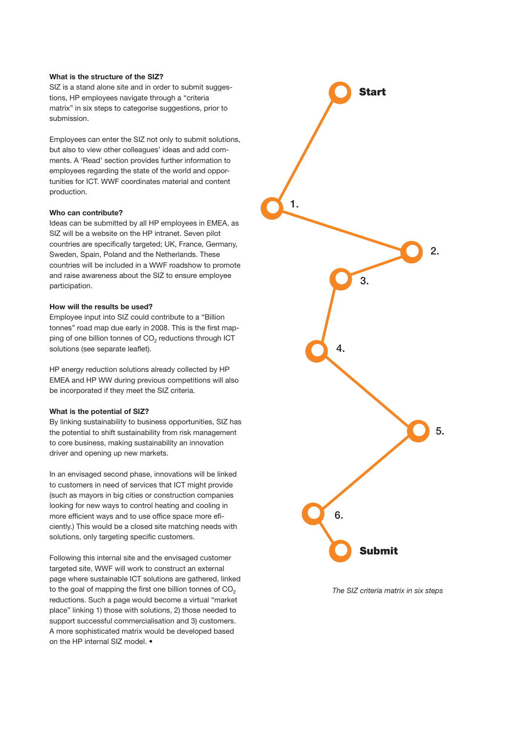### What is the structure of the SIZ?

SIZ is a stand alone site and in order to submit suggestions, HP employees navigate through a "criteria matrix" in six steps to categorise suggestions, prior to submission.

Employees can enter the SIZ not only to submit solutions, but also to view other colleagues' ideas and add comments. A 'Read' section provides further information to employees regarding the state of the world and opportunities for ICT. WWF coordinates material and content production.

### Who can contribute?

Ideas can be submitted by all HP employees in EMEA, as SIZ will be a website on the HP intranet. Seven pilot countries are specifically targeted; UK, France, Germany, Sweden, Spain, Poland and the Netherlands. These countries will be included in a WWF roadshow to promote and raise awareness about the SIZ to ensure employee participation.

### How will the results be used?

Employee input into SIZ could contribute to a "Billion tonnes" road map due early in 2008. This is the first mapping of one billion tonnes of $CO_2$ reductions through ICT solutions (see separate leaflet).

HP energy reduction solutions already collected by HP EMEA and HP WW during previous competitions will also be incorporated if they meet the SIZ criteria.

### What is the potential of SIZ?

By linking sustainability to business opportunities, SIZ has the potential to shift sustainability from risk management to core business, making sustainability an innovation driver and opening up new markets.

In an envisaged second phase, innovations will be linked to customers in need of services that ICT might provide (such as mayors in big cities or construction companies looking for new ways to control heating and cooling in more efficient ways and to use office space more efficiently.) This would be a closed site matching needs with solutions, only targeting specific customers.

Following this internal site and the envisaged customer targeted site, WWF will work to construct an external page where sustainable ICT solutions are gathered, linked to the goal of mapping the first one billion tonnes of $CO_2$ reductions. Such a page would become a virtual "market place" linking 1) those with solutions, 2) those needed to support successful commercialisation and 3) customers. A more sophisticated matrix would be developed based on the HP internal SIZ model. •

**Start**

1.

2.

3.

4.

5.

6.

**Submit**

*The SIZ criteria matrix in six steps*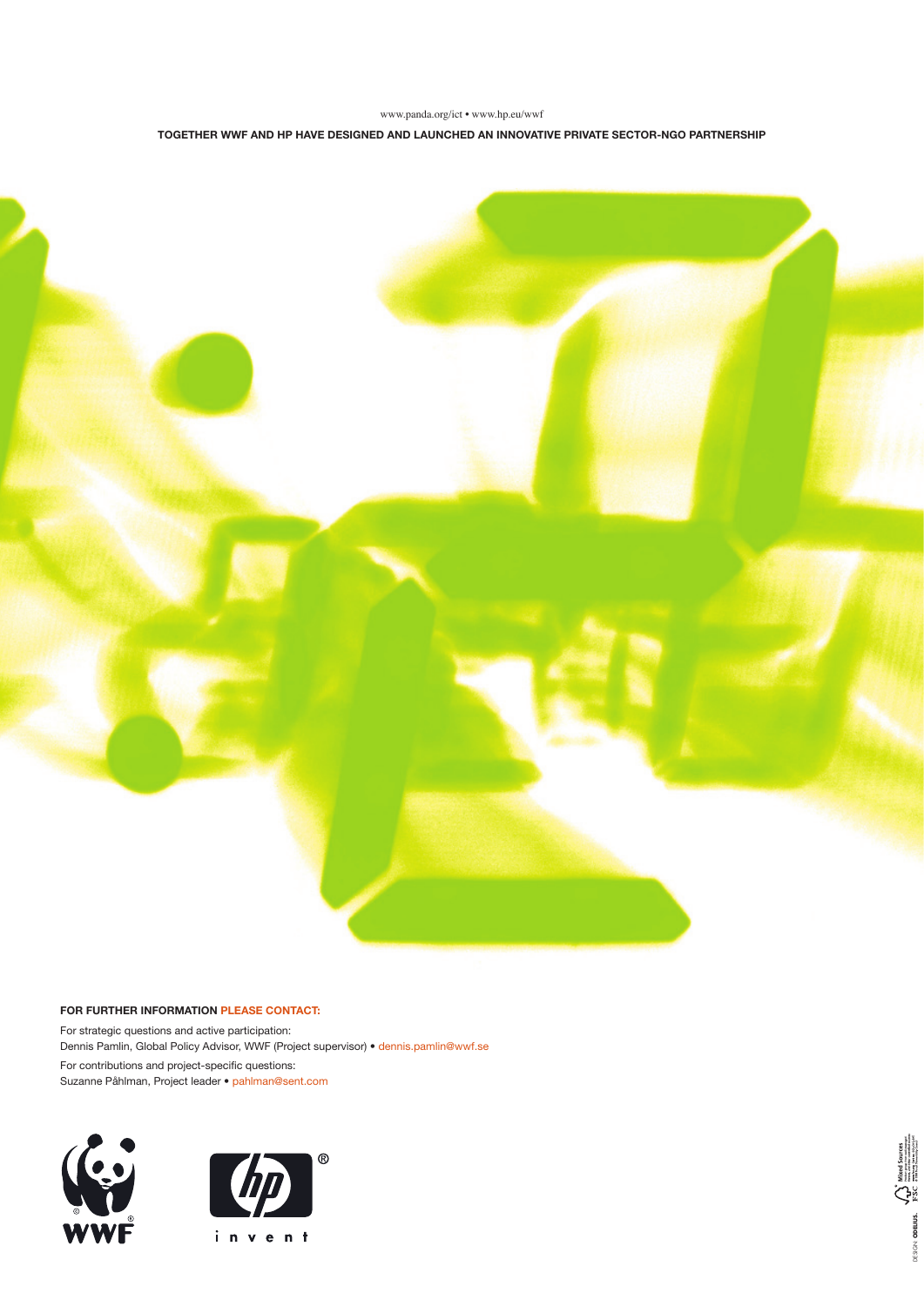www.panda.org/ict • www.hp.eu/wwf

**TOGETHER WWF AND HP HAVE DESIGNED AND LAUNCHED AN INNOVATIVE PRIVATE SECTOR-NGO PARTNERSHIP**

**FOR FURTHER INFORMATION PLEASE CONTACT:**

For strategic questions and active participation:
Dennis Pamlin, Global Policy Advisor, WWF (Project supervisor) • dennis.pamlin@wwf.se

For contributions and project-specific questions:
Suzanne Påhlman, Project leader • pahlman@sent.com

WWF

hp invent

DESIGN: COBIUS.